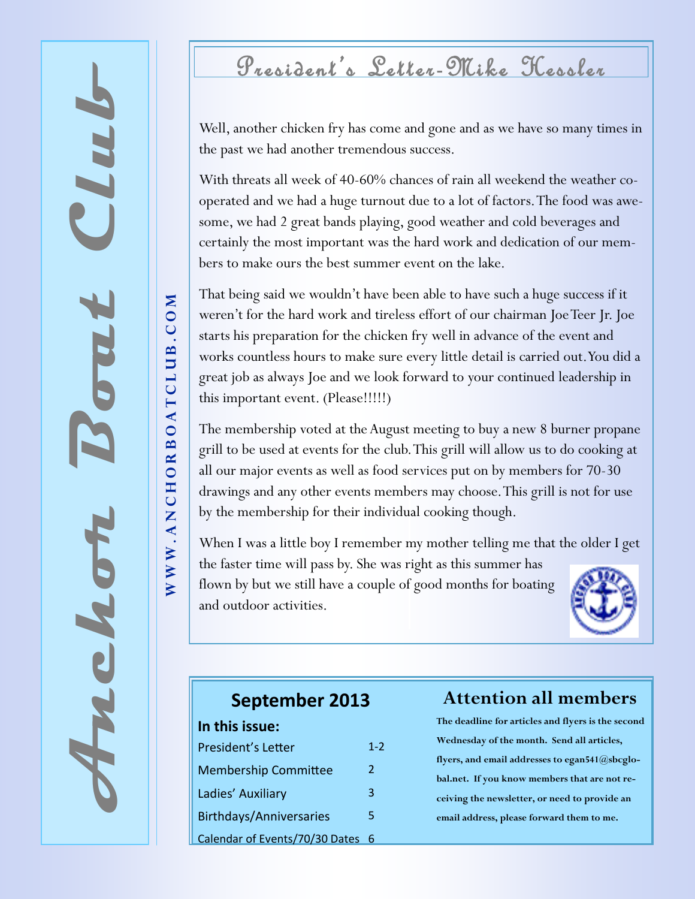# Anchor Boat Club

WWW.ANCHORBOATCLUB.COM

## President's Letter-Mike Hessler

Well, another chicken fry has come and gone and as we have so many times in the past we had another tremendous success.

With threats all week of 40-60% chances of rain all weekend the weather co-operated and we had a huge turnout due to a lot of factors. The food was awesome, we had 2 great bands playing, good weather and cold beverages and certainly the most important was the hard work and dedication of our members to make ours the best summer event on the lake.

That being said we wouldn't have been able to have such a huge success if it weren't for the hard work and tireless effort of our chairman Joe Teer Jr. Joe starts his preparation for the chicken fry well in advance of the event and works countless hours to make sure every little detail is carried out. You did a great job as always Joe and we look forward to your continued leadership in this important event. (Please!!!!!)

The membership voted at the August meeting to buy a new 8 burner propane grill to be used at events for the club. This grill will allow us to do cooking at all our major events as well as food services put on by members for 70-30 drawings and any other events members may choose. This grill is not for use by the membership for their individual cooking though.

When I was a little boy I remember my mother telling me that the older I get the faster time will pass by. She was right as this summer has flown by but we still have a couple of good months for boating and outdoor activities.

## September 2013

**In this issue:**

| | |
|---|---|
| President's Letter | 1-2 |
| Membership Committee | 2 |
| Ladies' Auxiliary | 3 |
| Birthdays/Anniversaries | 5 |
| Calendar of Events/70/30 Dates | 6 |

## Attention all members

**The deadline for articles and flyers is the second Wednesday of the month. Send all articles, flyers, and email addresses to egan541@sbcglobal.net. If you know members that are not receiving the newsletter, or need to provide an email address, please forward them to me.**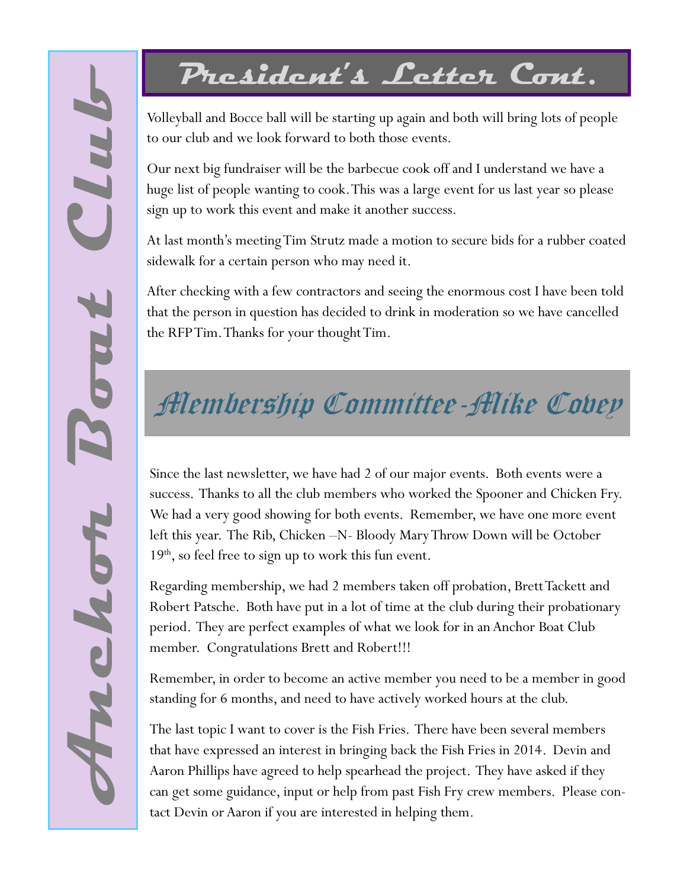## President's Letter Cont.

Volleyball and Bocce ball will be starting up again and both will bring lots of people to our club and we look forward to both those events.

Our next big fundraiser will be the barbecue cook off and I understand we have a huge list of people wanting to cook. This was a large event for us last year so please sign up to work this event and make it another success.

At last month's meeting Tim Strutz made a motion to secure bids for a rubber coated sidewalk for a certain person who may need it.

After checking with a few contractors and seeing the enormous cost I have been told that the person in question has decided to drink in moderation so we have cancelled the RFP Tim. Thanks for your thought Tim.

## Membership Committee-Mike Covey

Since the last newsletter, we have had 2 of our major events. Both events were a success. Thanks to all the club members who worked the Spooner and Chicken Fry. We had a very good showing for both events. Remember, we have one more event left this year. The Rib, Chicken –N- Bloody Mary Throw Down will be October 19th, so feel free to sign up to work this fun event.

Regarding membership, we had 2 members taken off probation, Brett Tackett and Robert Patsche. Both have put in a lot of time at the club during their probationary period. They are perfect examples of what we look for in an Anchor Boat Club member. Congratulations Brett and Robert!!!

Remember, in order to become an active member you need to be a member in good standing for 6 months, and need to have actively worked hours at the club.

The last topic I want to cover is the Fish Fries. There have been several members that have expressed an interest in bringing back the Fish Fries in 2014. Devin and Aaron Phillips have agreed to help spearhead the project. They have asked if they can get some guidance, input or help from past Fish Fry crew members. Please contact Devin or Aaron if you are interested in helping them.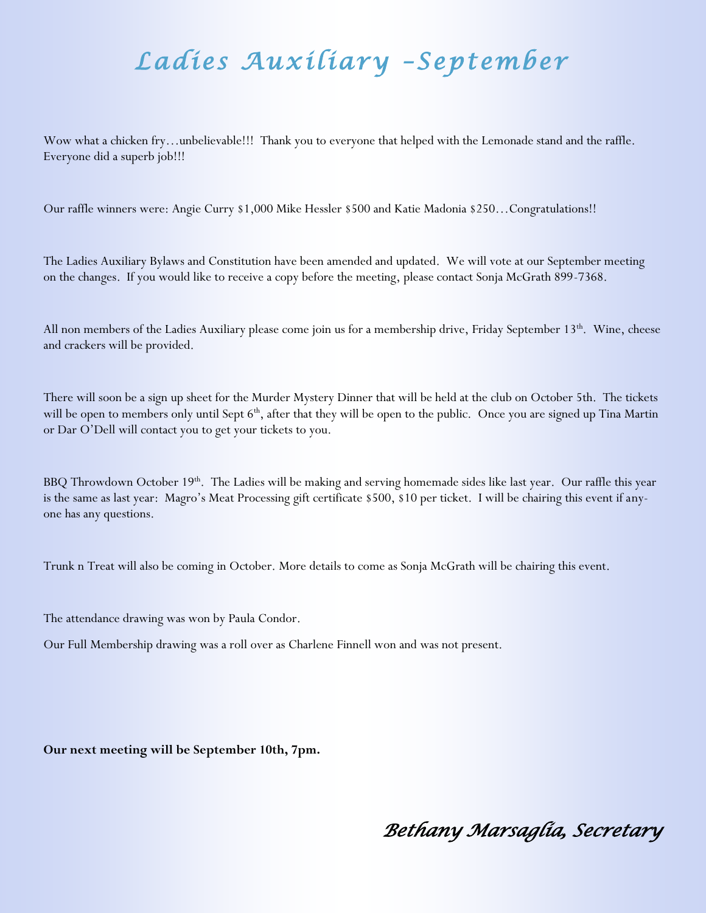# Ladies Auxiliary –September

Wow what a chicken fry…unbelievable!!! Thank you to everyone that helped with the Lemonade stand and the raffle. Everyone did a superb job!!!

Our raffle winners were: Angie Curry $1,000 Mike Hessler $500 and Katie Madonia $250…Congratulations!!

The Ladies Auxiliary Bylaws and Constitution have been amended and updated. We will vote at our September meeting on the changes. If you would like to receive a copy before the meeting, please contact Sonja McGrath 899-7368.

All non members of the Ladies Auxiliary please come join us for a membership drive, Friday September 13th. Wine, cheese and crackers will be provided.

There will soon be a sign up sheet for the Murder Mystery Dinner that will be held at the club on October 5th. The tickets will be open to members only until Sept 6th, after that they will be open to the public. Once you are signed up Tina Martin or Dar O'Dell will contact you to get your tickets to you.

BBQ Throwdown October 19th. The Ladies will be making and serving homemade sides like last year. Our raffle this year is the same as last year: Magro's Meat Processing gift certificate $500, $10 per ticket. I will be chairing this event if anyone has any questions.

Trunk n Treat will also be coming in October. More details to come as Sonja McGrath will be chairing this event.

The attendance drawing was won by Paula Condor.

Our Full Membership drawing was a roll over as Charlene Finnell won and was not present.

**Our next meeting will be September 10th, 7pm.**

*Bethany Marsaglia, Secretary*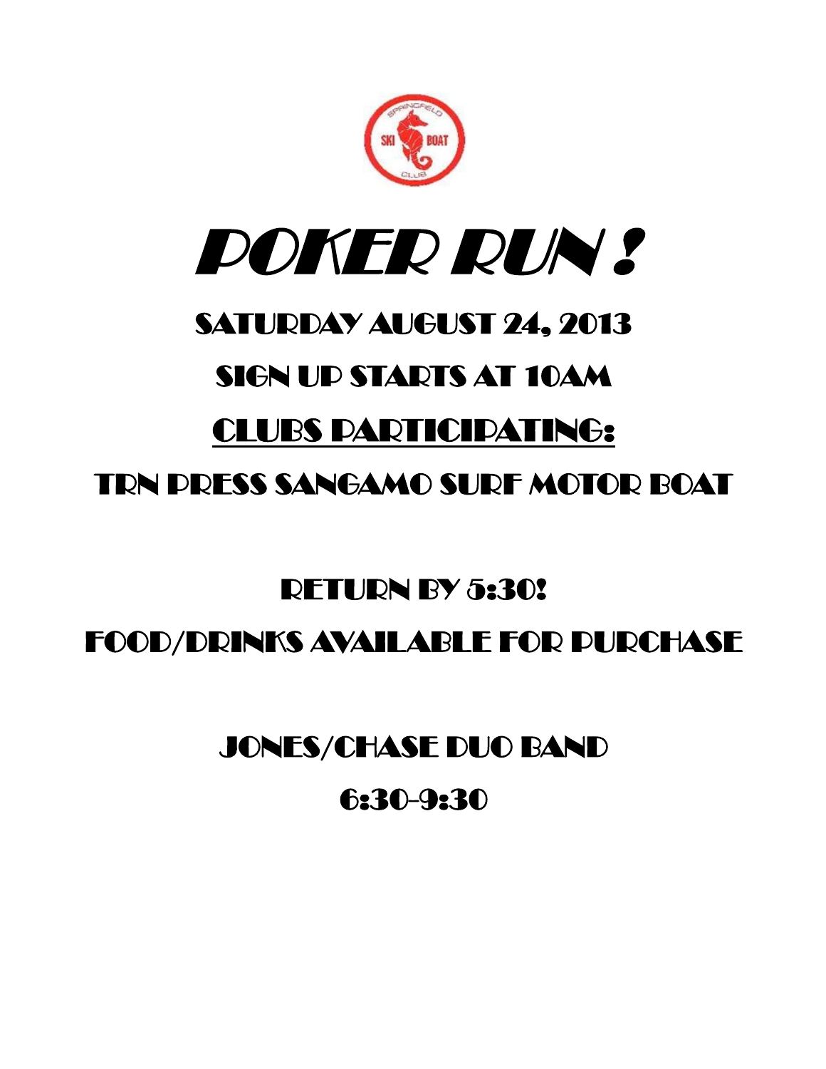# POKER RUN !

## SATURDAY AUGUST 24, 2013

## SIGN UP STARTS AT 10AM

## CLUBS PARTICIPATING:

## TRN PRESS SANGAMO SURF MOTOR BOAT

## RETURN BY 5:30!

## FOOD/DRINKS AVAILABLE FOR PURCHASE

## JONES/CHASE DUO BAND

## 6:30-9:30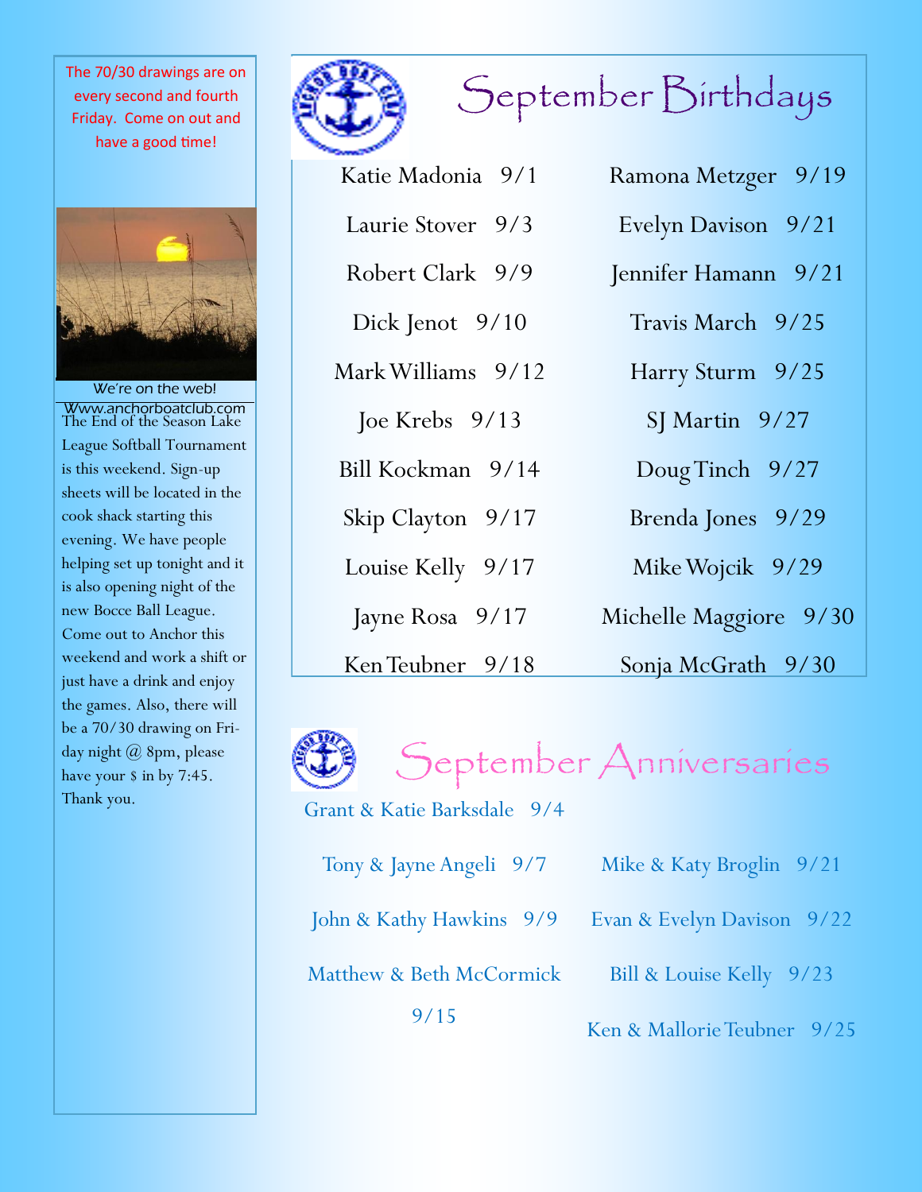The 70/30 drawings are on every second and fourth Friday. Come on out and have a good time!

We're on the web!
Www.anchorboatclub.com

The End of the Season Lake League Softball Tournament is this weekend. Sign-up sheets will be located in the cook shack starting this evening. We have people helping set up tonight and it is also opening night of the new Bocce Ball League. Come out to Anchor this weekend and work a shift or just have a drink and enjoy the games. Also, there will be a 70/30 drawing on Friday night @ 8pm, please have your $ in by 7:45. Thank you.

# September Birthdays

Katie Madonia 9/1

Laurie Stover 9/3

Robert Clark 9/9

Dick Jenot 9/10

Mark Williams 9/12

Joe Krebs 9/13

Bill Kockman 9/14

Skip Clayton 9/17

Louise Kelly 9/17

Jayne Rosa 9/17

Ken Teubner 9/18

Ramona Metzger 9/19

Evelyn Davison 9/21

Jennifer Hamann 9/21

Travis March 9/25

Harry Sturm 9/25

SJ Martin 9/27

Doug Tinch 9/27

Brenda Jones 9/29

Mike Wojcik 9/29

Michelle Maggiore 9/30

Sonja McGrath 9/30

# September Anniversaries

Grant & Katie Barksdale 9/4

Tony & Jayne Angeli 9/7

John & Kathy Hawkins 9/9

Matthew & Beth McCormick 9/15

Mike & Katy Broglin 9/21

Evan & Evelyn Davison 9/22

Bill & Louise Kelly 9/23

Ken & Mallorie Teubner 9/25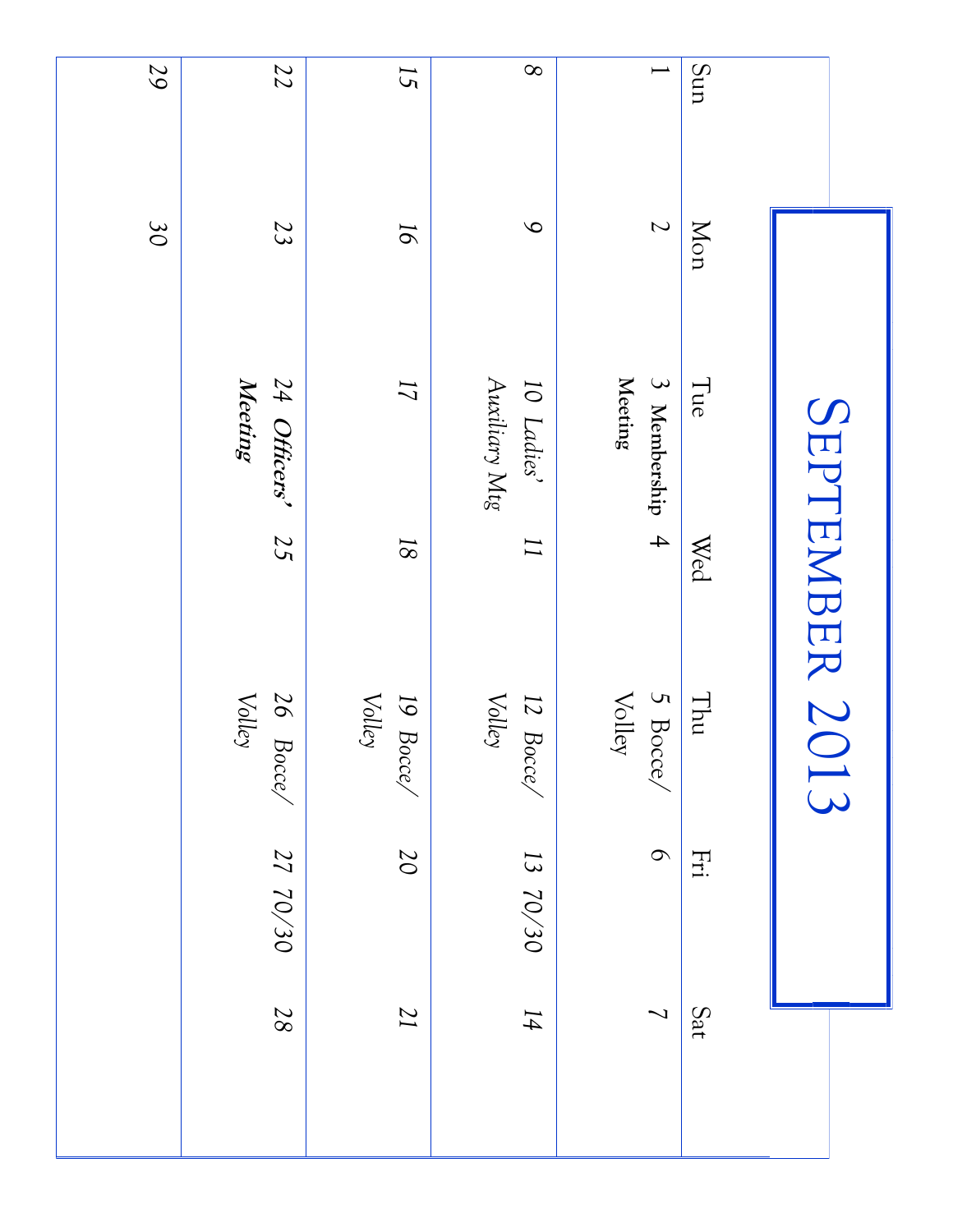# SEPTEMBER 2013

| Sun | Mon | Tue | Wed | Thu | Fri | Sat |
|---|---|---|---|---|---|---|
| 1 | 2 | 3 **Membership Meeting** | 4 | 5 Bocce/ Volley | 6 | 7 |
| 8 | 9 | 10 *Ladies' Auxiliary Mtg* | 11 | 12 *Bocce/ Volley* | 13 70/30 | 14 |
| 15 | 16 | 17 | 18 | 19 *Bocce/ Volley* | 20 | 21 |
| 22 | 23 | 24 ***Officers' Meeting*** | 25 | 26 *Bocce/ Volley* | 27 70/30 | 28 |
| 29 | 30 | | | | | |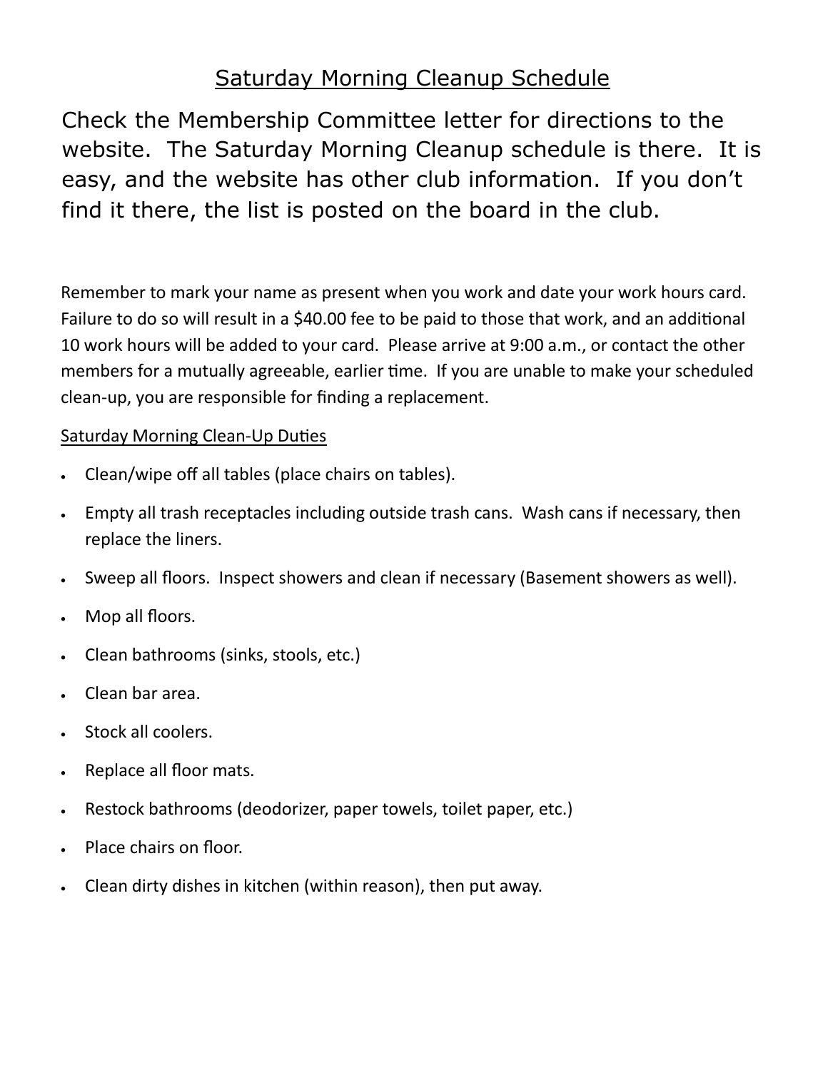# Saturday Morning Cleanup Schedule

Check the Membership Committee letter for directions to the website. The Saturday Morning Cleanup schedule is there. It is easy, and the website has other club information. If you don't find it there, the list is posted on the board in the club.

Remember to mark your name as present when you work and date your work hours card. Failure to do so will result in a $40.00 fee to be paid to those that work, and an additional 10 work hours will be added to your card. Please arrive at 9:00 a.m., or contact the other members for a mutually agreeable, earlier time. If you are unable to make your scheduled clean-up, you are responsible for finding a replacement.

## Saturday Morning Clean-Up Duties

- Clean/wipe off all tables (place chairs on tables).
- Empty all trash receptacles including outside trash cans. Wash cans if necessary, then replace the liners.
- Sweep all floors. Inspect showers and clean if necessary (Basement showers as well).
- Mop all floors.
- Clean bathrooms (sinks, stools, etc.)
- Clean bar area.
- Stock all coolers.
- Replace all floor mats.
- Restock bathrooms (deodorizer, paper towels, toilet paper, etc.)
- Place chairs on floor.
- Clean dirty dishes in kitchen (within reason), then put away.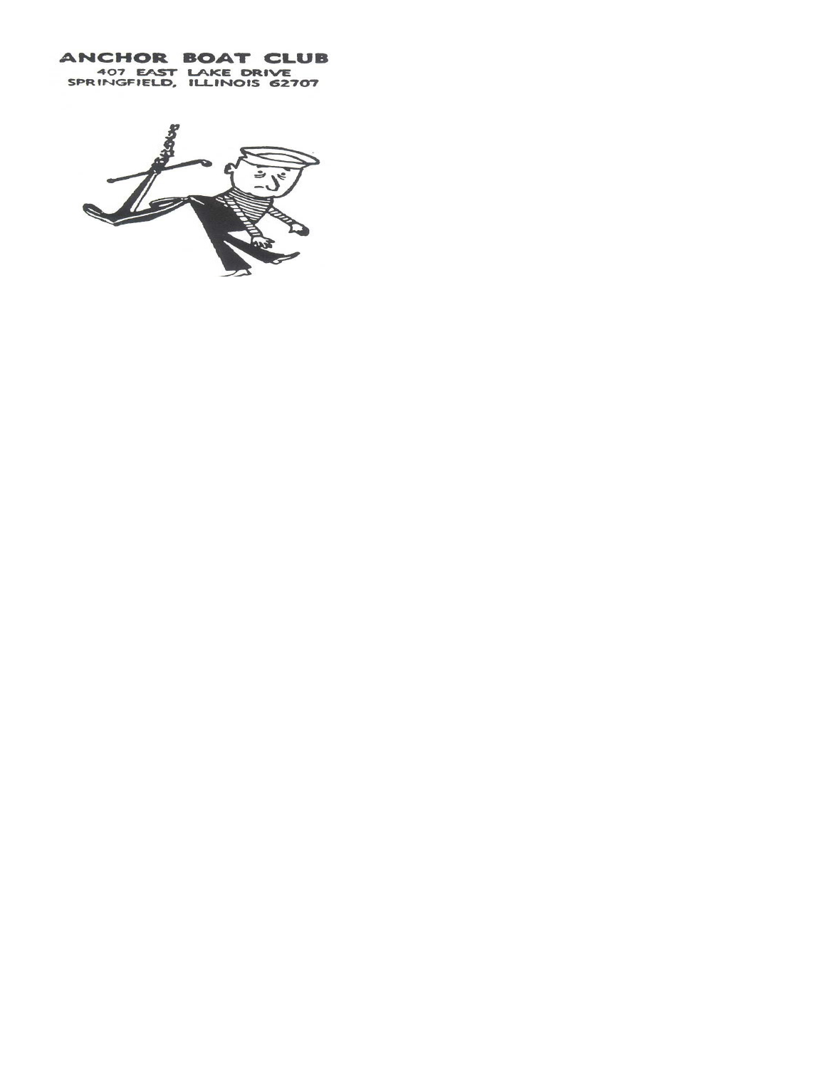**ANCHOR BOAT CLUB**
407 EAST LAKE DRIVE
SPRINGFIELD, ILLINOIS 62707